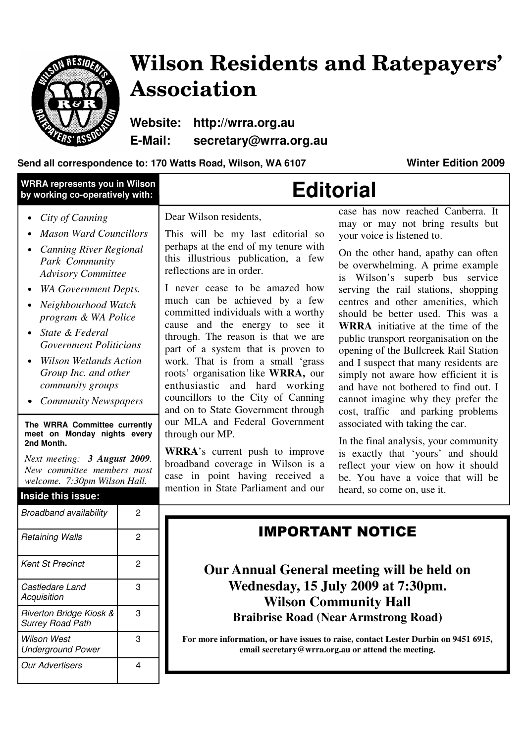# Wilson Residents and Ratepayers' Association

**Website: http://wrra.org.au**
**E-Mail: secretary@wrra.org.au**

**Send all correspondence to: 170 Watts Road, Wilson, WA 6107**

**Winter Edition 2009**

**WRRA represents you in Wilson by working co-operatively with:**

- *City of Canning*
- *Mason Ward Councillors*
- *Canning River Regional Park Community Advisory Committee*
- *WA Government Depts.*
- *Neighbourhood Watch program & WA Police*
- *State & Federal Government Politicians*
- *Wilson Wetlands Action Group Inc. and other community groups*
- *Community Newspapers*

**The WRRA Committee currently meet on Monday nights every 2nd Month.**

*Next meeting: **3 August 2009**. New committee members most welcome. 7:30pm Wilson Hall.*

**Inside this issue:**

| | |
|---|---|
| *Broadband availability* | 2 |
| *Retaining Walls* | 2 |
| *Kent St Precinct* | 2 |
| *Castledare Land Acquisition* | 3 |
| *Riverton Bridge Kiosk & Surrey Road Path* | 3 |
| *Wilson West Underground Power* | 3 |
| *Our Advertisers* | 4 |

# Editorial

Dear Wilson residents,

This will be my last editorial so perhaps at the end of my tenure with this illustrious publication, a few reflections are in order.

I never cease to be amazed how much can be achieved by a few committed individuals with a worthy cause and the energy to see it through. The reason is that we are part of a system that is proven to work. That is from a small 'grass roots' organisation like **WRRA,** our enthusiastic and hard working councillors to the City of Canning and on to State Government through our MLA and Federal Government through our MP.

**WRRA**'s current push to improve broadband coverage in Wilson is a case in point having received a mention in State Parliament and our case has now reached Canberra. It may or may not bring results but your voice is listened to.

On the other hand, apathy can often be overwhelming. A prime example is Wilson's superb bus service serving the rail stations, shopping centres and other amenities, which should be better used. This was a **WRRA** initiative at the time of the public transport reorganisation on the opening of the Bullcreek Rail Station and I suspect that many residents are simply not aware how efficient it is and have not bothered to find out. I cannot imagine why they prefer the cost, traffic and parking problems associated with taking the car.

In the final analysis, your community is exactly that 'yours' and should reflect your view on how it should be. You have a voice that will be heard, so come on, use it.

## IMPORTANT NOTICE

**Our Annual General meeting will be held on Wednesday, 15 July 2009 at 7:30pm.**
**Wilson Community Hall**
**Braibrise Road (Near Armstrong Road)**

**For more information, or have issues to raise, contact Lester Durbin on 9451 6915, email secretary@wrra.org.au or attend the meeting.**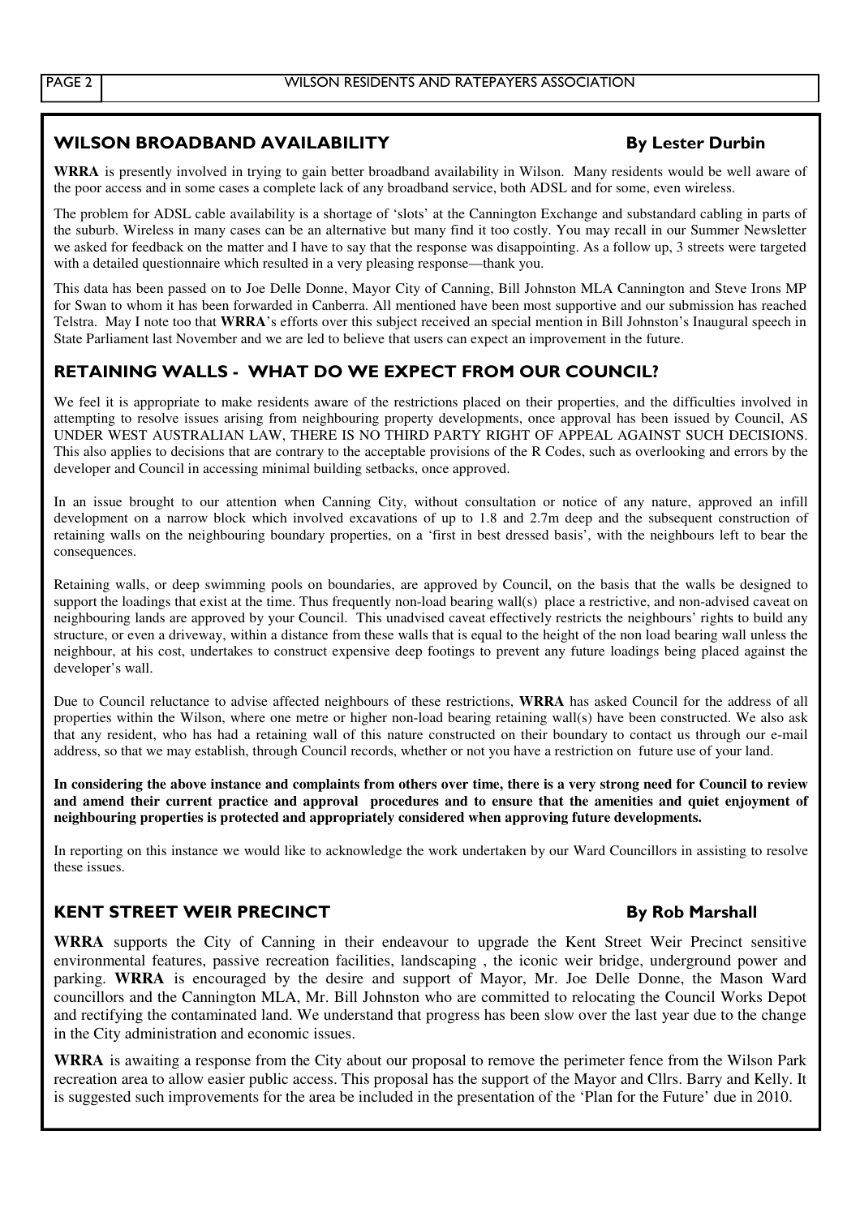## WILSON BROADBAND AVAILABILITY

**By Lester Durbin**

**WRRA** is presently involved in trying to gain better broadband availability in Wilson. Many residents would be well aware of the poor access and in some cases a complete lack of any broadband service, both ADSL and for some, even wireless.

The problem for ADSL cable availability is a shortage of 'slots' at the Cannington Exchange and substandard cabling in parts of the suburb. Wireless in many cases can be an alternative but many find it too costly. You may recall in our Summer Newsletter we asked for feedback on the matter and I have to say that the response was disappointing. As a follow up, 3 streets were targeted with a detailed questionnaire which resulted in a very pleasing response—thank you.

This data has been passed on to Joe Delle Donne, Mayor City of Canning, Bill Johnston MLA Cannington and Steve Irons MP for Swan to whom it has been forwarded in Canberra. All mentioned have been most supportive and our submission has reached Telstra. May I note too that **WRRA**'s efforts over this subject received an special mention in Bill Johnston's Inaugural speech in State Parliament last November and we are led to believe that users can expect an improvement in the future.

## RETAINING WALLS - WHAT DO WE EXPECT FROM OUR COUNCIL?

We feel it is appropriate to make residents aware of the restrictions placed on their properties, and the difficulties involved in attempting to resolve issues arising from neighbouring property developments, once approval has been issued by Council, AS UNDER WEST AUSTRALIAN LAW, THERE IS NO THIRD PARTY RIGHT OF APPEAL AGAINST SUCH DECISIONS. This also applies to decisions that are contrary to the acceptable provisions of the R Codes, such as overlooking and errors by the developer and Council in accessing minimal building setbacks, once approved.

In an issue brought to our attention when Canning City, without consultation or notice of any nature, approved an infill development on a narrow block which involved excavations of up to 1.8 and 2.7m deep and the subsequent construction of retaining walls on the neighbouring boundary properties, on a 'first in best dressed basis', with the neighbours left to bear the consequences.

Retaining walls, or deep swimming pools on boundaries, are approved by Council, on the basis that the walls be designed to support the loadings that exist at the time. Thus frequently non-load bearing wall(s) place a restrictive, and non-advised caveat on neighbouring lands are approved by your Council. This unadvised caveat effectively restricts the neighbours' rights to build any structure, or even a driveway, within a distance from these walls that is equal to the height of the non load bearing wall unless the neighbour, at his cost, undertakes to construct expensive deep footings to prevent any future loadings being placed against the developer's wall.

Due to Council reluctance to advise affected neighbours of these restrictions, **WRRA** has asked Council for the address of all properties within the Wilson, where one metre or higher non-load bearing retaining wall(s) have been constructed. We also ask that any resident, who has had a retaining wall of this nature constructed on their boundary to contact us through our e-mail address, so that we may establish, through Council records, whether or not you have a restriction on future use of your land.

**In considering the above instance and complaints from others over time, there is a very strong need for Council to review and amend their current practice and approval procedures and to ensure that the amenities and quiet enjoyment of neighbouring properties is protected and appropriately considered when approving future developments.**

In reporting on this instance we would like to acknowledge the work undertaken by our Ward Councillors in assisting to resolve these issues.

## KENT STREET WEIR PRECINCT

**By Rob Marshall**

**WRRA** supports the City of Canning in their endeavour to upgrade the Kent Street Weir Precinct sensitive environmental features, passive recreation facilities, landscaping , the iconic weir bridge, underground power and parking. **WRRA** is encouraged by the desire and support of Mayor, Mr. Joe Delle Donne, the Mason Ward councillors and the Cannington MLA, Mr. Bill Johnston who are committed to relocating the Council Works Depot and rectifying the contaminated land. We understand that progress has been slow over the last year due to the change in the City administration and economic issues.

**WRRA** is awaiting a response from the City about our proposal to remove the perimeter fence from the Wilson Park recreation area to allow easier public access. This proposal has the support of the Mayor and Cllrs. Barry and Kelly. It is suggested such improvements for the area be included in the presentation of the 'Plan for the Future' due in 2010.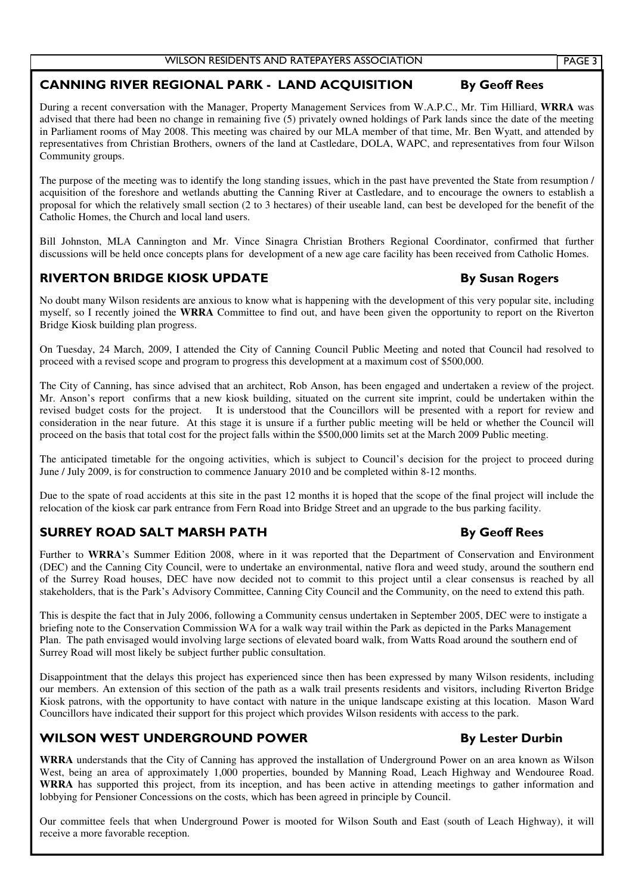## CANNING RIVER REGIONAL PARK - LAND ACQUISITION

**By Geoff Rees**

During a recent conversation with the Manager, Property Management Services from W.A.P.C., Mr. Tim Hilliard, **WRRA** was advised that there had been no change in remaining five (5) privately owned holdings of Park lands since the date of the meeting in Parliament rooms of May 2008. This meeting was chaired by our MLA member of that time, Mr. Ben Wyatt, and attended by representatives from Christian Brothers, owners of the land at Castledare, DOLA, WAPC, and representatives from four Wilson Community groups.

The purpose of the meeting was to identify the long standing issues, which in the past have prevented the State from resumption / acquisition of the foreshore and wetlands abutting the Canning River at Castledare, and to encourage the owners to establish a proposal for which the relatively small section (2 to 3 hectares) of their useable land, can best be developed for the benefit of the Catholic Homes, the Church and local land users.

Bill Johnston, MLA Cannington and Mr. Vince Sinagra Christian Brothers Regional Coordinator, confirmed that further discussions will be held once concepts plans for development of a new age care facility has been received from Catholic Homes.

## RIVERTON BRIDGE KIOSK UPDATE

**By Susan Rogers**

No doubt many Wilson residents are anxious to know what is happening with the development of this very popular site, including myself, so I recently joined the **WRRA** Committee to find out, and have been given the opportunity to report on the Riverton Bridge Kiosk building plan progress.

On Tuesday, 24 March, 2009, I attended the City of Canning Council Public Meeting and noted that Council had resolved to proceed with a revised scope and program to progress this development at a maximum cost of $500,000.

The City of Canning, has since advised that an architect, Rob Anson, has been engaged and undertaken a review of the project. Mr. Anson's report confirms that a new kiosk building, situated on the current site imprint, could be undertaken within the revised budget costs for the project. It is understood that the Councillors will be presented with a report for review and consideration in the near future. At this stage it is unsure if a further public meeting will be held or whether the Council will proceed on the basis that total cost for the project falls within the $500,000 limits set at the March 2009 Public meeting.

The anticipated timetable for the ongoing activities, which is subject to Council's decision for the project to proceed during June / July 2009, is for construction to commence January 2010 and be completed within 8-12 months.

Due to the spate of road accidents at this site in the past 12 months it is hoped that the scope of the final project will include the relocation of the kiosk car park entrance from Fern Road into Bridge Street and an upgrade to the bus parking facility.

## SURREY ROAD SALT MARSH PATH

**By Geoff Rees**

Further to **WRRA**'s Summer Edition 2008, where in it was reported that the Department of Conservation and Environment (DEC) and the Canning City Council, were to undertake an environmental, native flora and weed study, around the southern end of the Surrey Road houses, DEC have now decided not to commit to this project until a clear consensus is reached by all stakeholders, that is the Park's Advisory Committee, Canning City Council and the Community, on the need to extend this path.

This is despite the fact that in July 2006, following a Community census undertaken in September 2005, DEC were to instigate a briefing note to the Conservation Commission WA for a walk way trail within the Park as depicted in the Parks Management Plan. The path envisaged would involving large sections of elevated board walk, from Watts Road around the southern end of Surrey Road will most likely be subject further public consultation.

Disappointment that the delays this project has experienced since then has been expressed by many Wilson residents, including our members. An extension of this section of the path as a walk trail presents residents and visitors, including Riverton Bridge Kiosk patrons, with the opportunity to have contact with nature in the unique landscape existing at this location. Mason Ward Councillors have indicated their support for this project which provides Wilson residents with access to the park.

## WILSON WEST UNDERGROUND POWER

**By Lester Durbin**

**WRRA** understands that the City of Canning has approved the installation of Underground Power on an area known as Wilson West, being an area of approximately 1,000 properties, bounded by Manning Road, Leach Highway and Wendouree Road. **WRRA** has supported this project, from its inception, and has been active in attending meetings to gather information and lobbying for Pensioner Concessions on the costs, which has been agreed in principle by Council.

Our committee feels that when Underground Power is mooted for Wilson South and East (south of Leach Highway), it will receive a more favorable reception.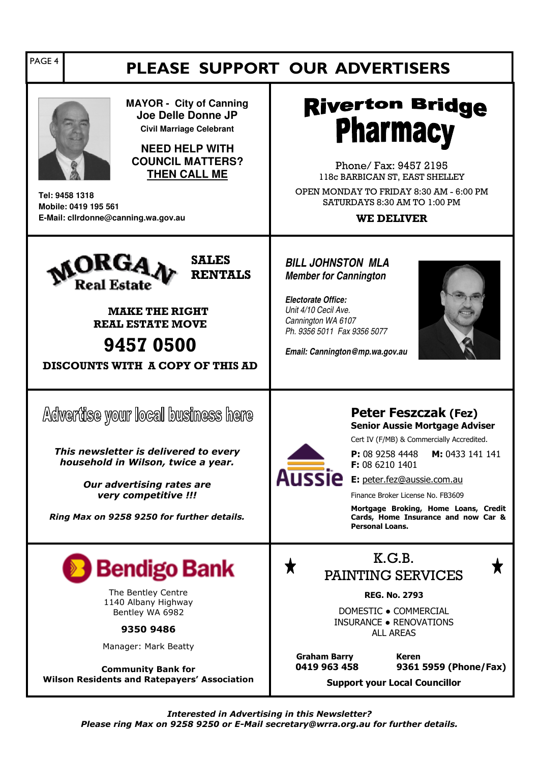# PLEASE SUPPORT OUR ADVERTISERS

**MAYOR - City of Canning**
**Joe Delle Donne JP**
**Civil Marriage Celebrant**

**NEED HELP WITH COUNCIL MATTERS?**
**THEN CALL ME**

**Tel: 9458 1318**
**Mobile: 0419 195 561**
**E-Mail: cllrdonne@canning.wa.gov.au**

---

## Riverton Bridge Pharmacy

Phone/ Fax: 9457 2195
118c BARBICAN ST, EAST SHELLEY

OPEN MONDAY TO FRIDAY 8:30 AM - 6:00 PM
SATURDAYS 8:30 AM TO 1:00 PM

**WE DELIVER**

---

## MORGAN Real Estate

**SALES**
**RENTALS**

**MAKE THE RIGHT REAL ESTATE MOVE**

**9457 0500**

**DISCOUNTS WITH A COPY OF THIS AD**

---

***BILL JOHNSTON MLA***
***Member for Cannington***

***Electorate Office:***
*Unit 4/10 Cecil Ave.*
*Cannington WA 6107*
*Ph. 9356 5011 Fax 9356 5077*

***Email: Cannington@mp.wa.gov.au***

---

## Advertise your local business here

***This newsletter is delivered to every household in Wilson, twice a year.***

***Our advertising rates are very competitive !!!***

***Ring Max on 9258 9250 for further details.***

---

Aussie

**Peter Feszczak (Fez)**
**Senior Aussie Mortgage Adviser**
Cert IV (F/MB) & Commercially Accredited.

**P:** 08 9258 4448 **M:** 0433 141 141
**F:** 08 6210 1401
**E:** peter.fez@aussie.com.au

Finance Broker License No. FB3609

**Mortgage Broking, Home Loans, Credit Cards, Home Insurance and now Car & Personal Loans.**

---

## Bendigo Bank

The Bentley Centre
1140 Albany Highway
Bentley WA 6982

**9350 9486**

Manager: Mark Beatty

**Community Bank for Wilson Residents and Ratepayers' Association**

---

## ★ K.G.B. PAINTING SERVICES ★

**REG. No. 2793**

DOMESTIC • COMMERCIAL
INSURANCE • RENOVATIONS
ALL AREAS

**Graham Barry**
**0419 963 458**

**Keren**
**9361 5959 (Phone/Fax)**

**Support your Local Councillor**

---

***Interested in Advertising in this Newsletter?***
***Please ring Max on 9258 9250 or E-Mail secretary@wrra.org.au for further details.***